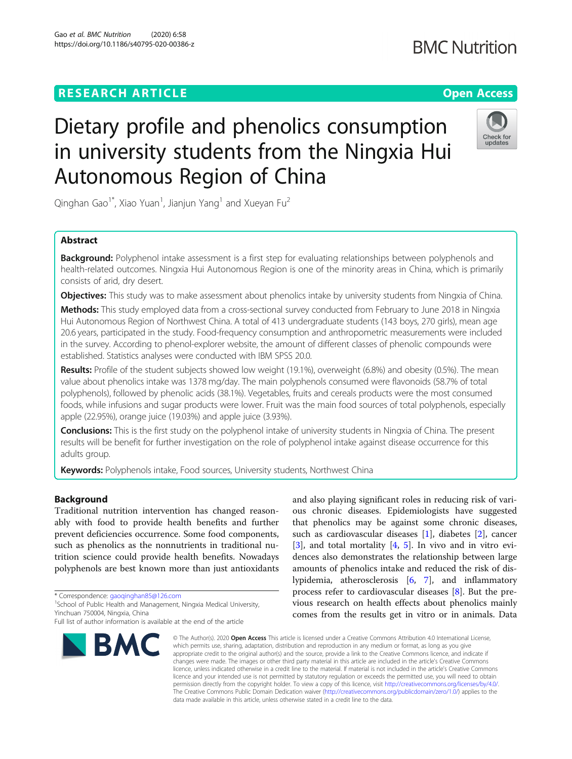RESEARCH ARTICLE

Open Access

# Dietary profile and phenolics consumption in university students from the Ningxia Hui Autonomous Region of China

Qinghan Gao[1*], Xiao Yuan[1], Jianjun Yang[1] and Xueyan Fu[2]

## Abstract

**Background:** Polyphenol intake assessment is a first step for evaluating relationships between polyphenols and health-related outcomes. Ningxia Hui Autonomous Region is one of the minority areas in China, which is primarily consists of arid, dry desert.

**Objectives:** This study was to make assessment about phenolics intake by university students from Ningxia of China.

**Methods:** This study employed data from a cross-sectional survey conducted from February to June 2018 in Ningxia Hui Autonomous Region of Northwest China. A total of 413 undergraduate students (143 boys, 270 girls), mean age 20.6 years, participated in the study. Food-frequency consumption and anthropometric measurements were included in the survey. According to phenol-explorer website, the amount of different classes of phenolic compounds were established. Statistics analyses were conducted with IBM SPSS 20.0.

**Results:** Profile of the student subjects showed low weight (19.1%), overweight (6.8%) and obesity (0.5%). The mean value about phenolics intake was 1378 mg/day. The main polyphenols consumed were flavonoids (58.7% of total polyphenols), followed by phenolic acids (38.1%). Vegetables, fruits and cereals products were the most consumed foods, while infusions and sugar products were lower. Fruit was the main food sources of total polyphenols, especially apple (22.95%), orange juice (19.03%) and apple juice (3.93%).

**Conclusions:** This is the first study on the polyphenol intake of university students in Ningxia of China. The present results will be benefit for further investigation on the role of polyphenol intake against disease occurrence for this adults group.

**Keywords:** Polyphenols intake, Food sources, University students, Northwest China

## Background

Traditional nutrition intervention has changed reasonably with food to provide health benefits and further prevent deficiencies occurrence. Some food components, such as phenolics as the nonnutrients in traditional nutrition science could provide health benefits. Nowadays polyphenols are best known more than just antioxidants and also playing significant roles in reducing risk of various chronic diseases. Epidemiologists have suggested that phenolics may be against some chronic diseases, such as cardiovascular diseases [1], diabetes [2], cancer [3], and total mortality [4, 5]. In vivo and in vitro evidences also demonstrates the relationship between large amounts of phenolics intake and reduced the risk of dislypidemia, atherosclerosis [6, 7], and inflammatory process refer to cardiovascular diseases [8]. But the previous research on health effects about phenolics mainly comes from the results get in vitro or in animals. Data

\* Correspondence: gaoqinghan85@126.com

[1]School of Public Health and Management, Ningxia Medical University, Yinchuan 750004, Ningxia, China

Full list of author information is available at the end of the article

© The Author(s). 2020 **Open Access** This article is licensed under a Creative Commons Attribution 4.0 International License, which permits use, sharing, adaptation, distribution and reproduction in any medium or format, as long as you give appropriate credit to the original author(s) and the source, provide a link to the Creative Commons licence, and indicate if changes were made. The images or other third party material in this article are included in the article's Creative Commons licence, unless indicated otherwise in a credit line to the material. If material is not included in the article's Creative Commons licence and your intended use is not permitted by statutory regulation or exceeds the permitted use, you will need to obtain permission directly from the copyright holder. To view a copy of this licence, visit http://creativecommons.org/licenses/by/4.0/. The Creative Commons Public Domain Dedication waiver (http://creativecommons.org/publicdomain/zero/1.0/) applies to the data made available in this article, unless otherwise stated in a credit line to the data.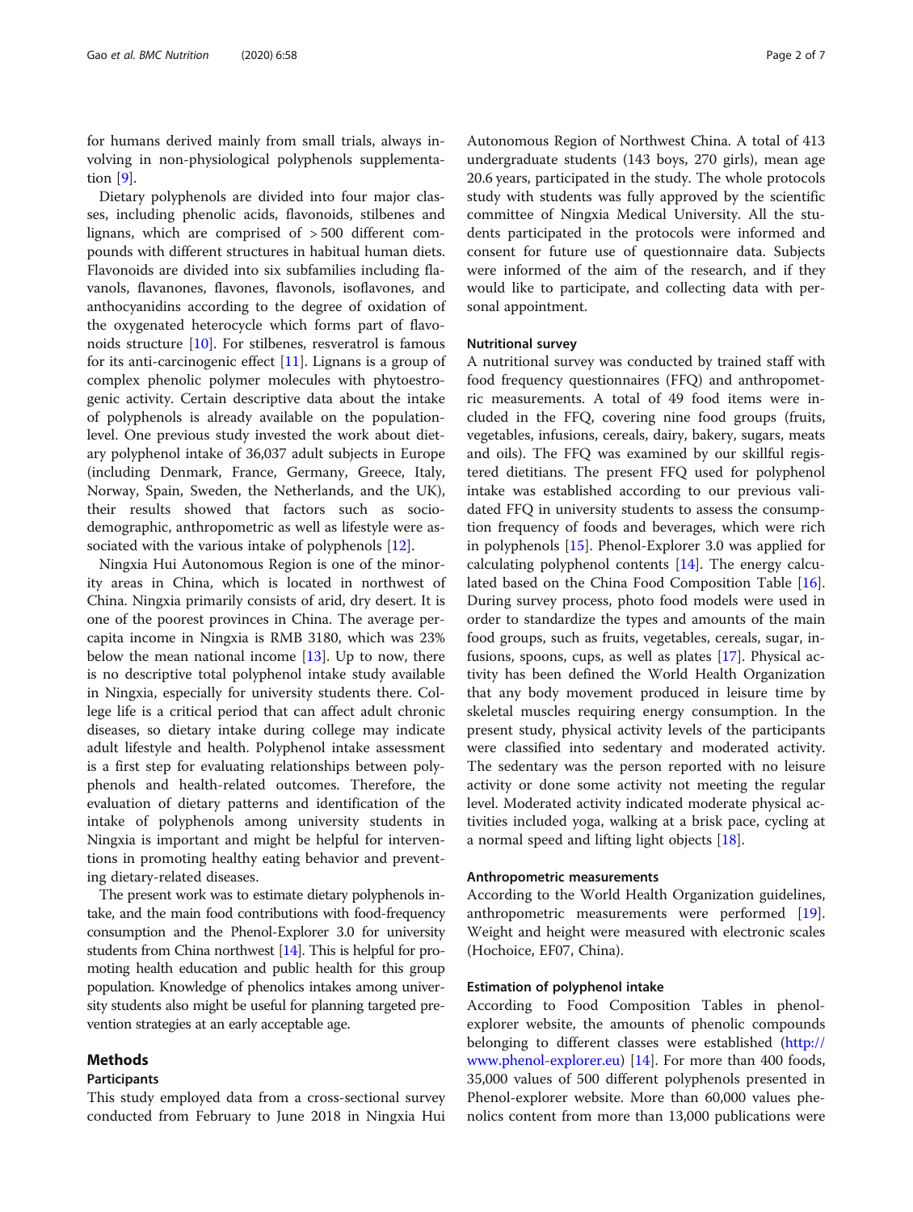for humans derived mainly from small trials, always involving in non-physiological polyphenols supplementation [9].

Dietary polyphenols are divided into four major classes, including phenolic acids, flavonoids, stilbenes and lignans, which are comprised of > 500 different compounds with different structures in habitual human diets. Flavonoids are divided into six subfamilies including flavanols, flavanones, flavones, flavonols, isoflavones, and anthocyanidins according to the degree of oxidation of the oxygenated heterocycle which forms part of flavonoids structure [10]. For stilbenes, resveratrol is famous for its anti-carcinogenic effect [11]. Lignans is a group of complex phenolic polymer molecules with phytoestrogenic activity. Certain descriptive data about the intake of polyphenols is already available on the population-level. One previous study invested the work about dietary polyphenol intake of 36,037 adult subjects in Europe (including Denmark, France, Germany, Greece, Italy, Norway, Spain, Sweden, the Netherlands, and the UK), their results showed that factors such as socio-demographic, anthropometric as well as lifestyle were associated with the various intake of polyphenols [12].

Ningxia Hui Autonomous Region is one of the minority areas in China, which is located in northwest of China. Ningxia primarily consists of arid, dry desert. It is one of the poorest provinces in China. The average per-capita income in Ningxia is RMB 3180, which was 23% below the mean national income [13]. Up to now, there is no descriptive total polyphenol intake study available in Ningxia, especially for university students there. College life is a critical period that can affect adult chronic diseases, so dietary intake during college may indicate adult lifestyle and health. Polyphenol intake assessment is a first step for evaluating relationships between polyphenols and health-related outcomes. Therefore, the evaluation of dietary patterns and identification of the intake of polyphenols among university students in Ningxia is important and might be helpful for interventions in promoting healthy eating behavior and preventing dietary-related diseases.

The present work was to estimate dietary polyphenols intake, and the main food contributions with food-frequency consumption and the Phenol-Explorer 3.0 for university students from China northwest [14]. This is helpful for promoting health education and public health for this group population. Knowledge of phenolics intakes among university students also might be useful for planning targeted prevention strategies at an early acceptable age.

## Methods

### Participants

This study employed data from a cross-sectional survey conducted from February to June 2018 in Ningxia Hui Autonomous Region of Northwest China. A total of 413 undergraduate students (143 boys, 270 girls), mean age 20.6 years, participated in the study. The whole protocols study with students was fully approved by the scientific committee of Ningxia Medical University. All the students participated in the protocols were informed and consent for future use of questionnaire data. Subjects were informed of the aim of the research, and if they would like to participate, and collecting data with personal appointment.

### Nutritional survey

A nutritional survey was conducted by trained staff with food frequency questionnaires (FFQ) and anthropometric measurements. A total of 49 food items were included in the FFQ, covering nine food groups (fruits, vegetables, infusions, cereals, dairy, bakery, sugars, meats and oils). The FFQ was examined by our skillful registered dietitians. The present FFQ used for polyphenol intake was established according to our previous validated FFQ in university students to assess the consumption frequency of foods and beverages, which were rich in polyphenols [15]. Phenol-Explorer 3.0 was applied for calculating polyphenol contents [14]. The energy calculated based on the China Food Composition Table [16]. During survey process, photo food models were used in order to standardize the types and amounts of the main food groups, such as fruits, vegetables, cereals, sugar, infusions, spoons, cups, as well as plates [17]. Physical activity has been defined the World Health Organization that any body movement produced in leisure time by skeletal muscles requiring energy consumption. In the present study, physical activity levels of the participants were classified into sedentary and moderated activity. The sedentary was the person reported with no leisure activity or done some activity not meeting the regular level. Moderated activity indicated moderate physical activities included yoga, walking at a brisk pace, cycling at a normal speed and lifting light objects [18].

### Anthropometric measurements

According to the World Health Organization guidelines, anthropometric measurements were performed [19]. Weight and height were measured with electronic scales (Hochoice, EF07, China).

### Estimation of polyphenol intake

According to Food Composition Tables in phenol-explorer website, the amounts of phenolic compounds belonging to different classes were established (http://www.phenol-explorer.eu) [14]. For more than 400 foods, 35,000 values of 500 different polyphenols presented in Phenol-explorer website. More than 60,000 values phenolics content from more than 13,000 publications were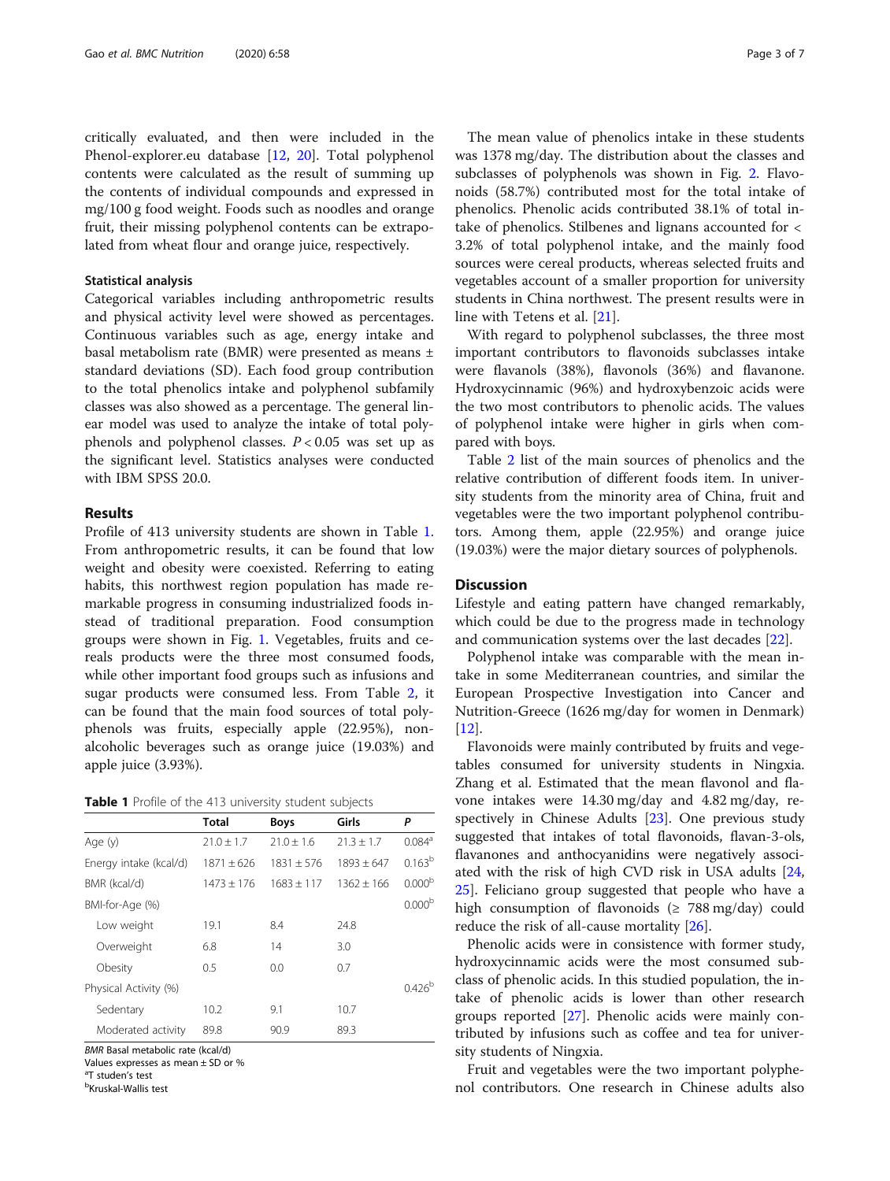critically evaluated, and then were included in the Phenol-explorer.eu database [12, 20]. Total polyphenol contents were calculated as the result of summing up the contents of individual compounds and expressed in mg/100 g food weight. Foods such as noodles and orange fruit, their missing polyphenol contents can be extrapolated from wheat flour and orange juice, respectively.

### Statistical analysis

Categorical variables including anthropometric results and physical activity level were showed as percentages. Continuous variables such as age, energy intake and basal metabolism rate (BMR) were presented as means ± standard deviations (SD). Each food group contribution to the total phenolics intake and polyphenol subfamily classes was also showed as a percentage. The general linear model was used to analyze the intake of total polyphenols and polyphenol classes. $P < 0.05$ was set up as the significant level. Statistics analyses were conducted with IBM SPSS 20.0.

## Results

Profile of 413 university students are shown in Table 1. From anthropometric results, it can be found that low weight and obesity were coexisted. Referring to eating habits, this northwest region population has made remarkable progress in consuming industrialized foods instead of traditional preparation. Food consumption groups were shown in Fig. 1. Vegetables, fruits and cereals products were the three most consumed foods, while other important food groups such as infusions and sugar products were consumed less. From Table 2, it can be found that the main food sources of total polyphenols was fruits, especially apple (22.95%), non-alcoholic beverages such as orange juice (19.03%) and apple juice (3.93%).

**Table 1** Profile of the 413 university student subjects

| | Total | Boys | Girls | P |
|---|---|---|---|---|
| Age (y) | 21.0 ± 1.7 | 21.0 ± 1.6 | 21.3 ± 1.7 | 0.084[a] |
| Energy intake (kcal/d) | 1871 ± 626 | 1831 ± 576 | 1893 ± 647 | 0.163[b] |
| BMR (kcal/d) | 1473 ± 176 | 1683 ± 117 | 1362 ± 166 | 0.000[b] |
| BMI-for-Age (%) | | | | 0.000[b] |
| Low weight | 19.1 | 8.4 | 24.8 | |
| Overweight | 6.8 | 14 | 3.0 | |
| Obesity | 0.5 | 0.0 | 0.7 | |
| Physical Activity (%) | | | | 0.426[b] |
| Sedentary | 10.2 | 9.1 | 10.7 | |
| Moderated activity | 89.8 | 90.9 | 89.3 | |

*BMR* Basal metabolic rate (kcal/d)
Values expresses as mean ± SD or %
[a]T studen's test
[b]Kruskal-Wallis test

The mean value of phenolics intake in these students was 1378 mg/day. The distribution about the classes and subclasses of polyphenols was shown in Fig. 2. Flavonoids (58.7%) contributed most for the total intake of phenolics. Phenolic acids contributed 38.1% of total intake of phenolics. Stilbenes and lignans accounted for < 3.2% of total polyphenol intake, and the mainly food sources were cereal products, whereas selected fruits and vegetables account of a smaller proportion for university students in China northwest. The present results were in line with Tetens et al. [21].

With regard to polyphenol subclasses, the three most important contributors to flavonoids subclasses intake were flavanols (38%), flavonols (36%) and flavanone. Hydroxycinnamic (96%) and hydroxybenzoic acids were the two most contributors to phenolic acids. The values of polyphenol intake were higher in girls when compared with boys.

Table 2 list of the main sources of phenolics and the relative contribution of different foods item. In university students from the minority area of China, fruit and vegetables were the two important polyphenol contributors. Among them, apple (22.95%) and orange juice (19.03%) were the major dietary sources of polyphenols.

## Discussion

Lifestyle and eating pattern have changed remarkably, which could be due to the progress made in technology and communication systems over the last decades [22].

Polyphenol intake was comparable with the mean intake in some Mediterranean countries, and similar the European Prospective Investigation into Cancer and Nutrition-Greece (1626 mg/day for women in Denmark) [12].

Flavonoids were mainly contributed by fruits and vegetables consumed for university students in Ningxia. Zhang et al. Estimated that the mean flavonol and flavone intakes were 14.30 mg/day and 4.82 mg/day, respectively in Chinese Adults [23]. One previous study suggested that intakes of total flavonoids, flavan-3-ols, flavanones and anthocyanidins were negatively associated with the risk of high CVD risk in USA adults [24, 25]. Feliciano group suggested that people who have a high consumption of flavonoids (≥ 788 mg/day) could reduce the risk of all-cause mortality [26].

Phenolic acids were in consistence with former study, hydroxycinnamic acids were the most consumed subclass of phenolic acids. In this studied population, the intake of phenolic acids is lower than other research groups reported [27]. Phenolic acids were mainly contributed by infusions such as coffee and tea for university students of Ningxia.

Fruit and vegetables were the two important polyphenol contributors. One research in Chinese adults also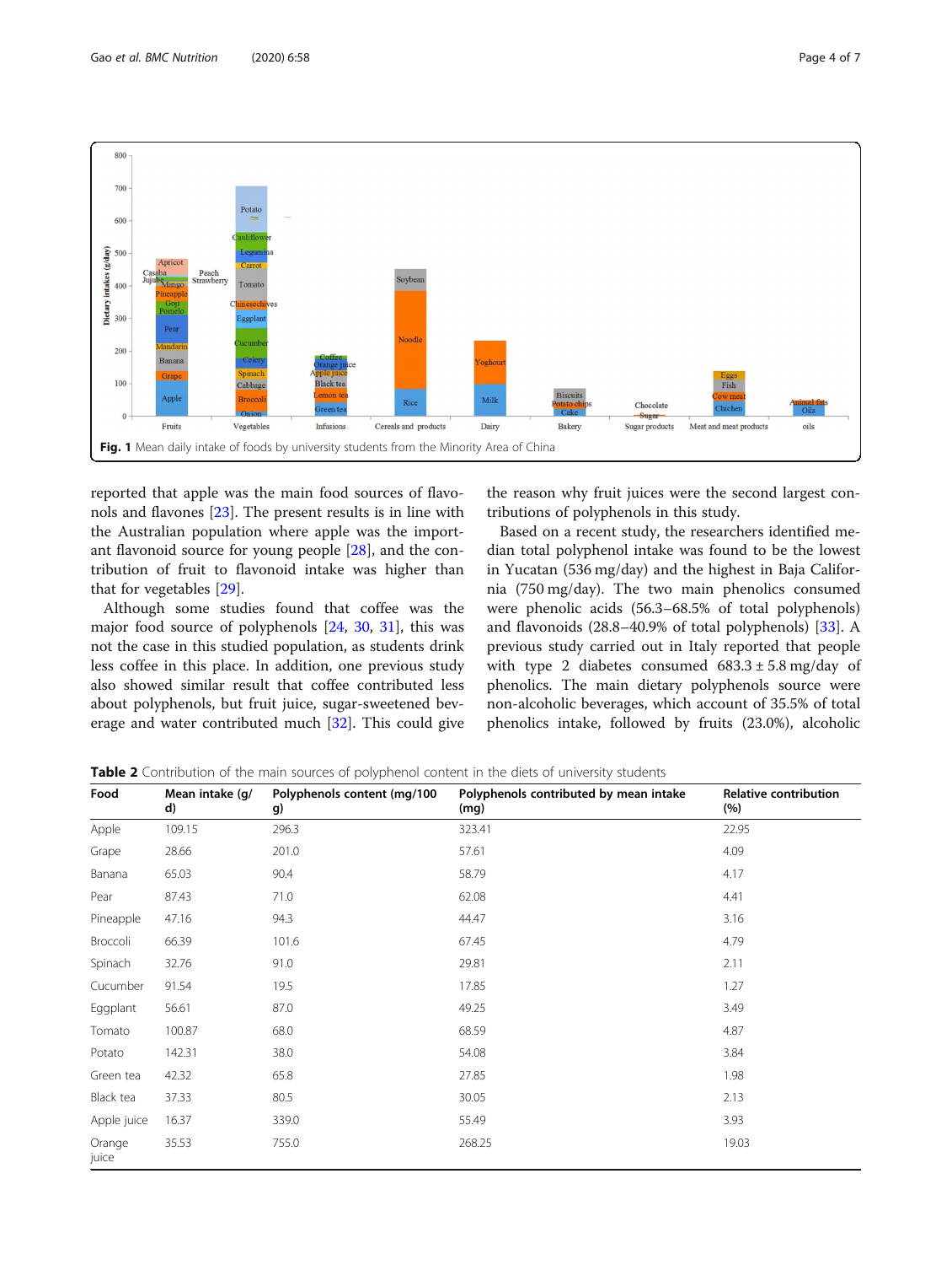Fig. 1 Mean daily intake of foods by university students from the Minority Area of China

reported that apple was the main food sources of flavonols and flavones [23]. The present results is in line with the Australian population where apple was the important flavonoid source for young people [28], and the contribution of fruit to flavonoid intake was higher than that for vegetables [29].

Although some studies found that coffee was the major food source of polyphenols [24, 30, 31], this was not the case in this studied population, as students drink less coffee in this place. In addition, one previous study also showed similar result that coffee contributed less about polyphenols, but fruit juice, sugar-sweetened beverage and water contributed much [32]. This could give the reason why fruit juices were the second largest contributions of polyphenols in this study.

Based on a recent study, the researchers identified median total polyphenol intake was found to be the lowest in Yucatan (536 mg/day) and the highest in Baja California (750 mg/day). The two main phenolics consumed were phenolic acids (56.3–68.5% of total polyphenols) and flavonoids (28.8–40.9% of total polyphenols) [33]. A previous study carried out in Italy reported that people with type 2 diabetes consumed 683.3 ± 5.8 mg/day of phenolics. The main dietary polyphenols source were non-alcoholic beverages, which account of 35.5% of total phenolics intake, followed by fruits (23.0%), alcoholic

**Table 2** Contribution of the main sources of polyphenol content in the diets of university students

| Food | Mean intake (g/d) | Polyphenols content (mg/100 g) | Polyphenols contributed by mean intake (mg) | Relative contribution (%) |
|---|---|---|---|---|
| Apple | 109.15 | 296.3 | 323.41 | 22.95 |
| Grape | 28.66 | 201.0 | 57.61 | 4.09 |
| Banana | 65.03 | 90.4 | 58.79 | 4.17 |
| Pear | 87.43 | 71.0 | 62.08 | 4.41 |
| Pineapple | 47.16 | 94.3 | 44.47 | 3.16 |
| Broccoli | 66.39 | 101.6 | 67.45 | 4.79 |
| Spinach | 32.76 | 91.0 | 29.81 | 2.11 |
| Cucumber | 91.54 | 19.5 | 17.85 | 1.27 |
| Eggplant | 56.61 | 87.0 | 49.25 | 3.49 |
| Tomato | 100.87 | 68.0 | 68.59 | 4.87 |
| Potato | 142.31 | 38.0 | 54.08 | 3.84 |
| Green tea | 42.32 | 65.8 | 27.85 | 1.98 |
| Black tea | 37.33 | 80.5 | 30.05 | 2.13 |
| Apple juice | 16.37 | 339.0 | 55.49 | 3.93 |
| Orange juice | 35.53 | 755.0 | 268.25 | 19.03 |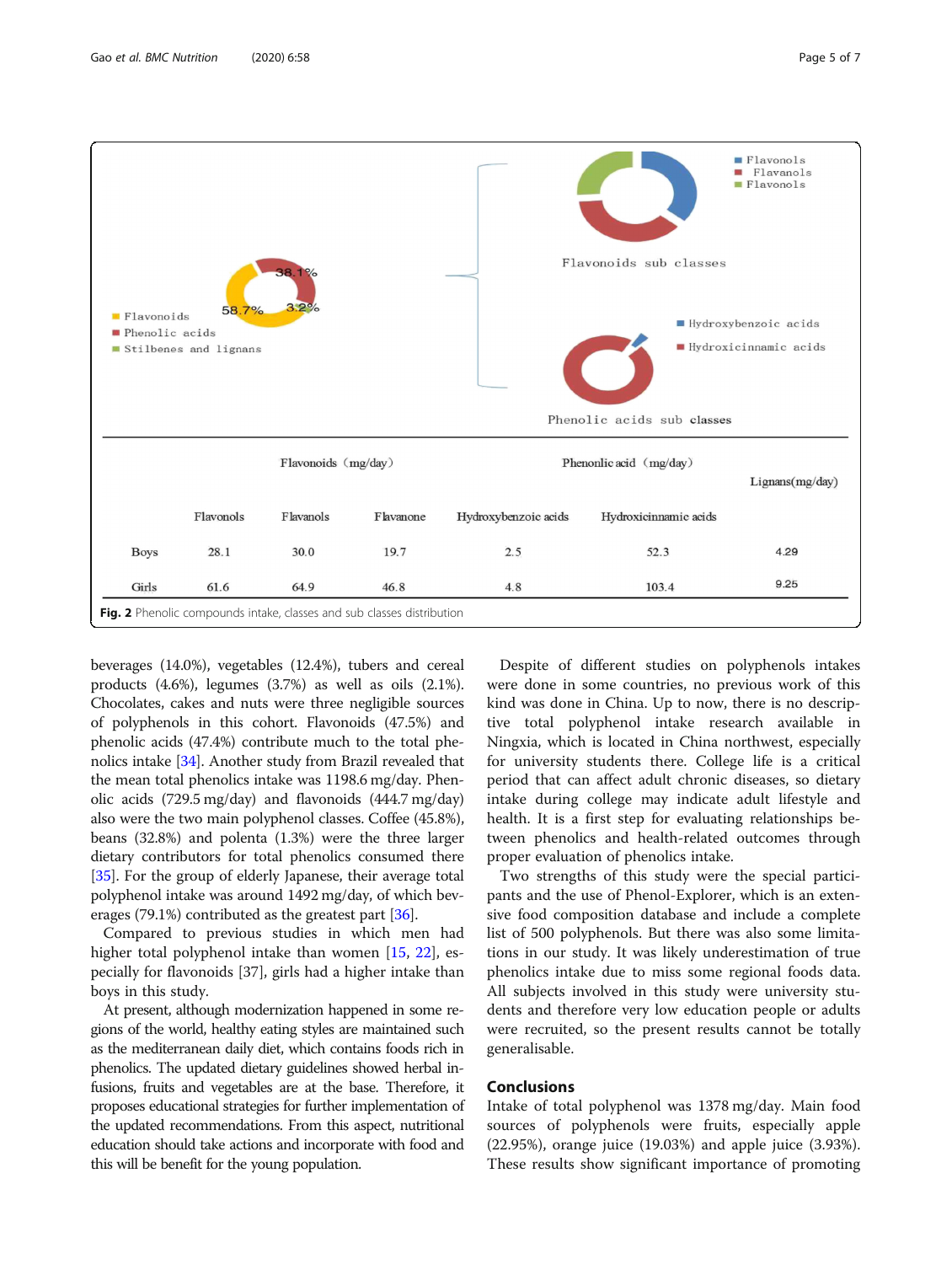| | Flavonoids（mg/day） | | | Phenonlic acid（mg/day） | | Lignans(mg/day) |
|---|---|---|---|---|---|---|
| | Flavonols | Flavanols | Flavanone | Hydroxybenzoic acids | Hydroxicinnamic acids | |
| Boys | 28.1 | 30.0 | 19.7 | 2.5 | 52.3 | 4.29 |
| Girls | 61.6 | 64.9 | 46.8 | 4.8 | 103.4 | 9.25 |

**Fig. 2** Phenolic compounds intake, classes and sub classes distribution

beverages (14.0%), vegetables (12.4%), tubers and cereal products (4.6%), legumes (3.7%) as well as oils (2.1%). Chocolates, cakes and nuts were three negligible sources of polyphenols in this cohort. Flavonoids (47.5%) and phenolic acids (47.4%) contribute much to the total phenolics intake [34]. Another study from Brazil revealed that the mean total phenolics intake was 1198.6 mg/day. Phenolic acids (729.5 mg/day) and flavonoids (444.7 mg/day) also were the two main polyphenol classes. Coffee (45.8%), beans (32.8%) and polenta (1.3%) were the three larger dietary contributors for total phenolics consumed there [35]. For the group of elderly Japanese, their average total polyphenol intake was around 1492 mg/day, of which beverages (79.1%) contributed as the greatest part [36].

Compared to previous studies in which men had higher total polyphenol intake than women [15, 22], especially for flavonoids [37], girls had a higher intake than boys in this study.

At present, although modernization happened in some regions of the world, healthy eating styles are maintained such as the mediterranean daily diet, which contains foods rich in phenolics. The updated dietary guidelines showed herbal infusions, fruits and vegetables are at the base. Therefore, it proposes educational strategies for further implementation of the updated recommendations. From this aspect, nutritional education should take actions and incorporate with food and this will be benefit for the young population.

Despite of different studies on polyphenols intakes were done in some countries, no previous work of this kind was done in China. Up to now, there is no descriptive total polyphenol intake research available in Ningxia, which is located in China northwest, especially for university students there. College life is a critical period that can affect adult chronic diseases, so dietary intake during college may indicate adult lifestyle and health. It is a first step for evaluating relationships between phenolics and health-related outcomes through proper evaluation of phenolics intake.

Two strengths of this study were the special participants and the use of Phenol-Explorer, which is an extensive food composition database and include a complete list of 500 polyphenols. But there was also some limitations in our study. It was likely underestimation of true phenolics intake due to miss some regional foods data. All subjects involved in this study were university students and therefore very low education people or adults were recruited, so the present results cannot be totally generalisable.

## Conclusions

Intake of total polyphenol was 1378 mg/day. Main food sources of polyphenols were fruits, especially apple (22.95%), orange juice (19.03%) and apple juice (3.93%). These results show significant importance of promoting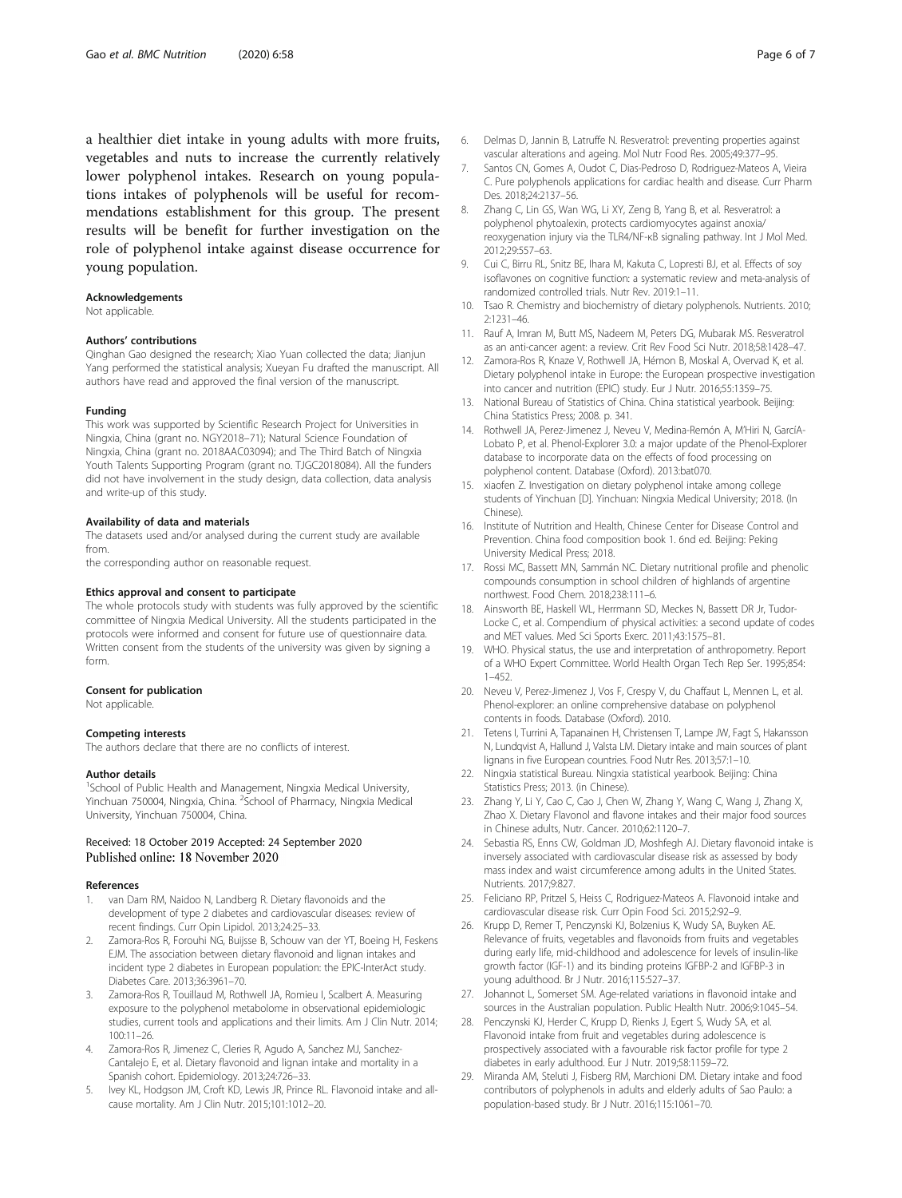a healthier diet intake in young adults with more fruits, vegetables and nuts to increase the currently relatively lower polyphenol intakes. Research on young populations intakes of polyphenols will be useful for recommendations establishment for this group. The present results will be benefit for further investigation on the role of polyphenol intake against disease occurrence for young population.

#### Acknowledgements
Not applicable.

#### Authors' contributions
Qinghan Gao designed the research; Xiao Yuan collected the data; Jianjun Yang performed the statistical analysis; Xueyan Fu drafted the manuscript. All authors have read and approved the final version of the manuscript.

#### Funding
This work was supported by Scientific Research Project for Universities in Ningxia, China (grant no. NGY2018–71); Natural Science Foundation of Ningxia, China (grant no. 2018AAC03094); and The Third Batch of Ningxia Youth Talents Supporting Program (grant no. TJGC2018084). All the funders did not have involvement in the study design, data collection, data analysis and write-up of this study.

#### Availability of data and materials
The datasets used and/or analysed during the current study are available from.

the corresponding author on reasonable request.

#### Ethics approval and consent to participate
The whole protocols study with students was fully approved by the scientific committee of Ningxia Medical University. All the students participated in the protocols were informed and consent for future use of questionnaire data. Written consent from the students of the university was given by signing a form.

#### Consent for publication
Not applicable.

#### Competing interests
The authors declare that there are no conflicts of interest.

#### Author details
[1]School of Public Health and Management, Ningxia Medical University, Yinchuan 750004, Ningxia, China. [2]School of Pharmacy, Ningxia Medical University, Yinchuan 750004, China.

Received: 18 October 2019 Accepted: 24 September 2020
Published online: 18 November 2020

#### References

1. van Dam RM, Naidoo N, Landberg R. Dietary flavonoids and the development of type 2 diabetes and cardiovascular diseases: review of recent findings. Curr Opin Lipidol. 2013;24:25–33.
2. Zamora-Ros R, Forouhi NG, Buijsse B, Schouw van der YT, Boeing H, Feskens EJM. The association between dietary flavonoid and lignan intakes and incident type 2 diabetes in European population: the EPIC-InterAct study. Diabetes Care. 2013;36:3961–70.
3. Zamora-Ros R, Touillaud M, Rothwell JA, Romieu I, Scalbert A. Measuring exposure to the polyphenol metabolome in observational epidemiologic studies, current tools and applications and their limits. Am J Clin Nutr. 2014; 100:11–26.
4. Zamora-Ros R, Jimenez C, Cleries R, Agudo A, Sanchez MJ, Sanchez-Cantalejo E, et al. Dietary flavonoid and lignan intake and mortality in a Spanish cohort. Epidemiology. 2013;24:726–33.
5. Ivey KL, Hodgson JM, Croft KD, Lewis JR, Prince RL. Flavonoid intake and all-cause mortality. Am J Clin Nutr. 2015;101:1012–20.
6. Delmas D, Jannin B, Latruffe N. Resveratrol: preventing properties against vascular alterations and ageing. Mol Nutr Food Res. 2005;49:377–95.
7. Santos CN, Gomes A, Oudot C, Dias-Pedroso D, Rodriguez-Mateos A, Vieira C. Pure polyphenols applications for cardiac health and disease. Curr Pharm Des. 2018;24:2137–56.
8. Zhang C, Lin GS, Wan WG, Li XY, Zeng B, Yang B, et al. Resveratrol: a polyphenol phytoalexin, protects cardiomyocytes against anoxia/ reoxygenation injury via the TLR4/NF-κB signaling pathway. Int J Mol Med. 2012;29:557–63.
9. Cui C, Birru RL, Snitz BE, Ihara M, Kakuta C, Lopresti BJ, et al. Effects of soy isoflavones on cognitive function: a systematic review and meta-analysis of randomized controlled trials. Nutr Rev. 2019:1–11.
10. Tsao R. Chemistry and biochemistry of dietary polyphenols. Nutrients. 2010; 2:1231–46.
11. Rauf A, Imran M, Butt MS, Nadeem M, Peters DG, Mubarak MS. Resveratrol as an anti-cancer agent: a review. Crit Rev Food Sci Nutr. 2018;58:1428–47.
12. Zamora-Ros R, Knaze V, Rothwell JA, Hémon B, Moskal A, Overvad K, et al. Dietary polyphenol intake in Europe: the European prospective investigation into cancer and nutrition (EPIC) study. Eur J Nutr. 2016;55:1359–75.
13. National Bureau of Statistics of China. China statistical yearbook. Beijing: China Statistics Press; 2008. p. 341.
14. Rothwell JA, Perez-Jimenez J, Neveu V, Medina-Remón A, M'Hiri N, GarcíA-Lobato P, et al. Phenol-Explorer 3.0: a major update of the Phenol-Explorer database to incorporate data on the effects of food processing on polyphenol content. Database (Oxford). 2013:bat070.
15. xiaofen Z. Investigation on dietary polyphenol intake among college students of Yinchuan [D]. Yinchuan: Ningxia Medical University; 2018. (In Chinese).
16. Institute of Nutrition and Health, Chinese Center for Disease Control and Prevention. China food composition book 1. 6nd ed. Beijing: Peking University Medical Press; 2018.
17. Rossi MC, Bassett MN, Sammán NC. Dietary nutritional profile and phenolic compounds consumption in school children of highlands of argentine northwest. Food Chem. 2018;238:111–6.
18. Ainsworth BE, Haskell WL, Herrmann SD, Meckes N, Bassett DR Jr, Tudor-Locke C, et al. Compendium of physical activities: a second update of codes and MET values. Med Sci Sports Exerc. 2011;43:1575–81.
19. WHO. Physical status, the use and interpretation of anthropometry. Report of a WHO Expert Committee. World Health Organ Tech Rep Ser. 1995;854: 1–452.
20. Neveu V, Perez-Jimenez J, Vos F, Crespy V, du Chaffaut L, Mennen L, et al. Phenol-explorer: an online comprehensive database on polyphenol contents in foods. Database (Oxford). 2010.
21. Tetens I, Turrini A, Tapanainen H, Christensen T, Lampe JW, Fagt S, Hakansson N, Lundqvist A, Hallund J, Valsta LM. Dietary intake and main sources of plant lignans in five European countries. Food Nutr Res. 2013;57:1–10.
22. Ningxia statistical Bureau. Ningxia statistical yearbook. Beijing: China Statistics Press; 2013. (in Chinese).
23. Zhang Y, Li Y, Cao C, Cao J, Chen W, Zhang Y, Wang C, Wang J, Zhang X, Zhao X. Dietary Flavonol and flavone intakes and their major food sources in Chinese adults, Nutr. Cancer. 2010;62:1120–7.
24. Sebastia RS, Enns CW, Goldman JD, Moshfegh AJ. Dietary flavonoid intake is inversely associated with cardiovascular disease risk as assessed by body mass index and waist circumference among adults in the United States. Nutrients. 2017;9:827.
25. Feliciano RP, Pritzel S, Heiss C, Rodriguez-Mateos A. Flavonoid intake and cardiovascular disease risk. Curr Opin Food Sci. 2015;2:92–9.
26. Krupp D, Remer T, Penczynski KJ, Bolzenius K, Wudy SA, Buyken AE. Relevance of fruits, vegetables and flavonoids from fruits and vegetables during early life, mid-childhood and adolescence for levels of insulin-like growth factor (IGF-1) and its binding proteins IGFBP-2 and IGFBP-3 in young adulthood. Br J Nutr. 2016;115:527–37.
27. Johannot L, Somerset SM. Age-related variations in flavonoid intake and sources in the Australian population. Public Health Nutr. 2006;9:1045–54.
28. Penczynski KJ, Herder C, Krupp D, Rienks J, Egert S, Wudy SA, et al. Flavonoid intake from fruit and vegetables during adolescence is prospectively associated with a favourable risk factor profile for type 2 diabetes in early adulthood. Eur J Nutr. 2019;58:1159–72.
29. Miranda AM, Steluti J, Fisberg RM, Marchioni DM. Dietary intake and food contributors of polyphenols in adults and elderly adults of Sao Paulo: a population-based study. Br J Nutr. 2016;115:1061–70.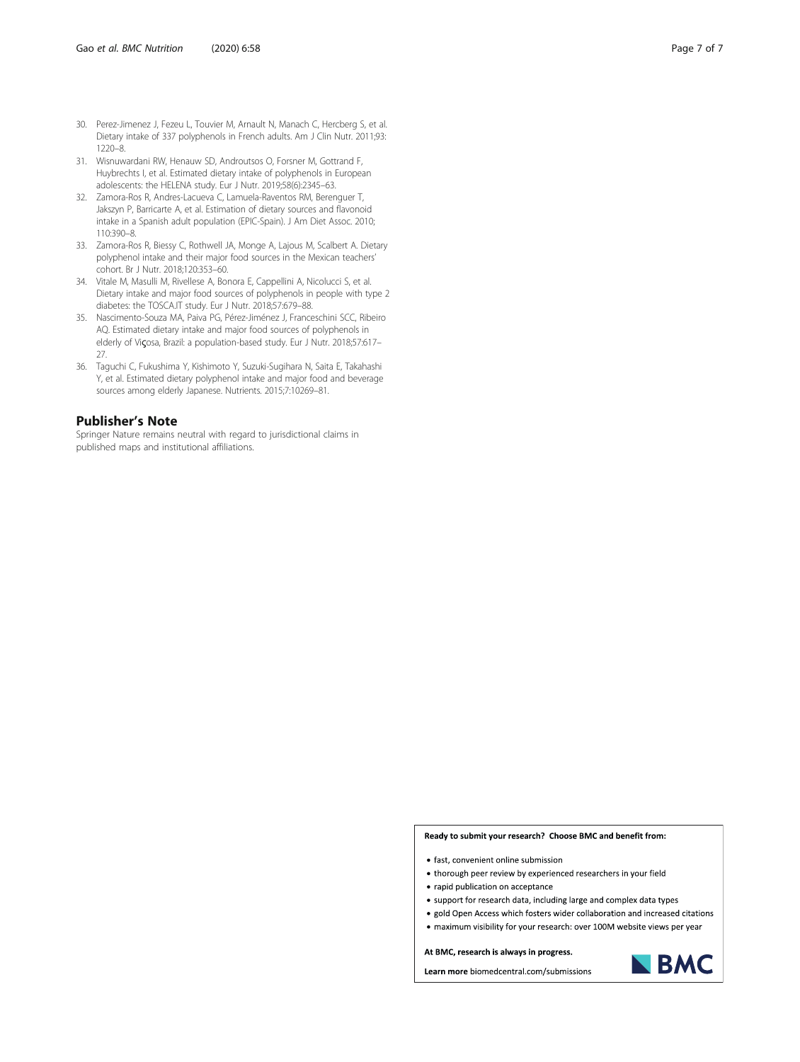30. Perez-Jimenez J, Fezeu L, Touvier M, Arnault N, Manach C, Hercberg S, et al. Dietary intake of 337 polyphenols in French adults. Am J Clin Nutr. 2011;93:1220–8.
31. Wisnuwardani RW, Henauw SD, Androutsos O, Forsner M, Gottrand F, Huybrechts I, et al. Estimated dietary intake of polyphenols in European adolescents: the HELENA study. Eur J Nutr. 2019;58(6):2345–63.
32. Zamora-Ros R, Andres-Lacueva C, Lamuela-Raventos RM, Berenguer T, Jakszyn P, Barricarte A, et al. Estimation of dietary sources and flavonoid intake in a Spanish adult population (EPIC-Spain). J Am Diet Assoc. 2010;110:390–8.
33. Zamora-Ros R, Biessy C, Rothwell JA, Monge A, Lajous M, Scalbert A. Dietary polyphenol intake and their major food sources in the Mexican teachers' cohort. Br J Nutr. 2018;120:353–60.
34. Vitale M, Masulli M, Rivellese A, Bonora E, Cappellini A, Nicolucci S, et al. Dietary intake and major food sources of polyphenols in people with type 2 diabetes: the TOSCA.IT study. Eur J Nutr. 2018;57:679–88.
35. Nascimento-Souza MA, Paiva PG, Pérez-Jiménez J, Franceschini SCC, Ribeiro AQ. Estimated dietary intake and major food sources of polyphenols in elderly of Viçosa, Brazil: a population-based study. Eur J Nutr. 2018;57:617–27.
36. Taguchi C, Fukushima Y, Kishimoto Y, Suzuki-Sugihara N, Saita E, Takahashi Y, et al. Estimated dietary polyphenol intake and major food and beverage sources among elderly Japanese. Nutrients. 2015;7:10269–81.

## Publisher's Note

Springer Nature remains neutral with regard to jurisdictional claims in published maps and institutional affiliations.

**Ready to submit your research? Choose BMC and benefit from:**

- fast, convenient online submission
- thorough peer review by experienced researchers in your field
- rapid publication on acceptance
- support for research data, including large and complex data types
- gold Open Access which fosters wider collaboration and increased citations
- maximum visibility for your research: over 100M website views per year

**At BMC, research is always in progress.**

**Learn more** biomedcentral.com/submissions

BMC